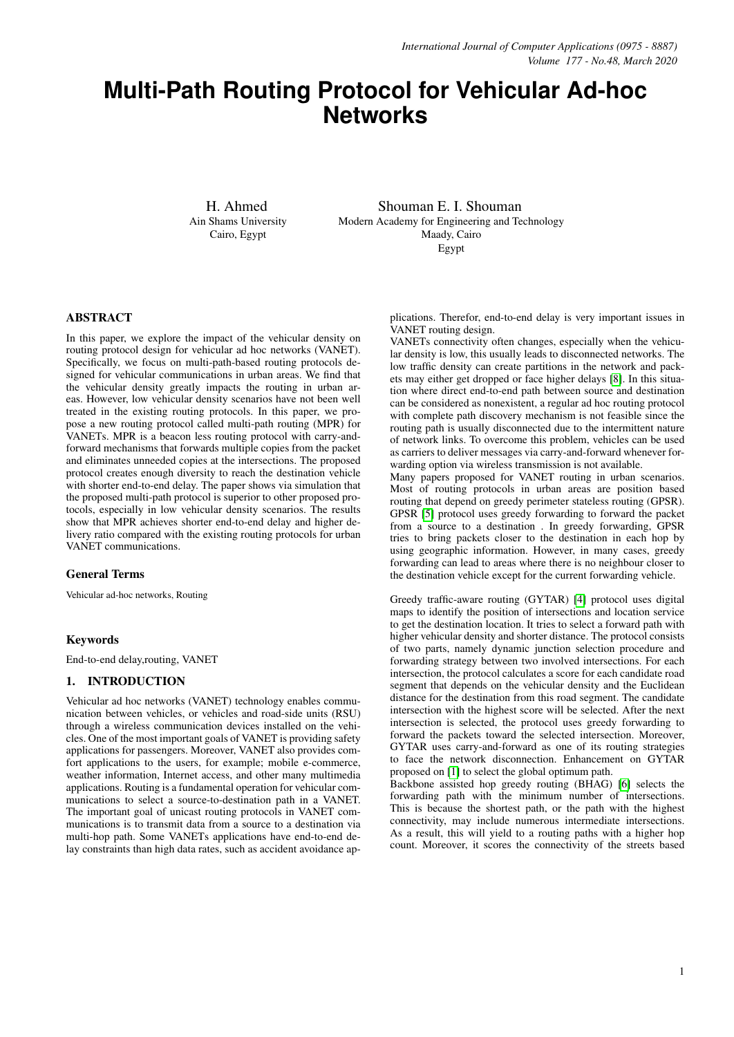# Multi-Path Routing Protocol for Vehicular Ad-hoc Networks

H. Ahmed
Ain Shams University
Cairo, Egypt

Shouman E. I. Shouman
Modern Academy for Engineering and Technology
Maady, Cairo
Egypt

## ABSTRACT

In this paper, we explore the impact of the vehicular density on routing protocol design for vehicular ad hoc networks (VANET). Specifically, we focus on multi-path-based routing protocols designed for vehicular communications in urban areas. We find that the vehicular density greatly impacts the routing in urban areas. However, low vehicular density scenarios have not been well treated in the existing routing protocols. In this paper, we propose a new routing protocol called multi-path routing (MPR) for VANETs. MPR is a beacon less routing protocol with carry-and-forward mechanisms that forwards multiple copies from the packet and eliminates unneeded copies at the intersections. The proposed protocol creates enough diversity to reach the destination vehicle with shorter end-to-end delay. The paper shows via simulation that the proposed multi-path protocol is superior to other proposed protocols, especially in low vehicular density scenarios. The results show that MPR achieves shorter end-to-end delay and higher delivery ratio compared with the existing routing protocols for urban VANET communications.

### General Terms

Vehicular ad-hoc networks, Routing

### Keywords

End-to-end delay,routing, VANET

## 1. INTRODUCTION

Vehicular ad hoc networks (VANET) technology enables communication between vehicles, or vehicles and road-side units (RSU) through a wireless communication devices installed on the vehicles. One of the most important goals of VANET is providing safety applications for passengers. Moreover, VANET also provides comfort applications to the users, for example; mobile e-commerce, weather information, Internet access, and other many multimedia applications. Routing is a fundamental operation for vehicular communications to select a source-to-destination path in a VANET. The important goal of unicast routing protocols in VANET communications is to transmit data from a source to a destination via multi-hop path. Some VANETs applications have end-to-end delay constraints than high data rates, such as accident avoidance applications. Therefor, end-to-end delay is very important issues in VANET routing design.

VANETs connectivity often changes, especially when the vehicular density is low, this usually leads to disconnected networks. The low traffic density can create partitions in the network and packets may either get dropped or face higher delays [8]. In this situation where direct end-to-end path between source and destination can be considered as nonexistent, a regular ad hoc routing protocol with complete path discovery mechanism is not feasible since the routing path is usually disconnected due to the intermittent nature of network links. To overcome this problem, vehicles can be used as carriers to deliver messages via carry-and-forward whenever forwarding option via wireless transmission is not available.

Many papers proposed for VANET routing in urban scenarios. Most of routing protocols in urban areas are position based routing that depend on greedy perimeter stateless routing (GPSR). GPSR [5] protocol uses greedy forwarding to forward the packet from a source to a destination . In greedy forwarding, GPSR tries to bring packets closer to the destination in each hop by using geographic information. However, in many cases, greedy forwarding can lead to areas where there is no neighbour closer to the destination vehicle except for the current forwarding vehicle.

Greedy traffic-aware routing (GYTAR) [4] protocol uses digital maps to identify the position of intersections and location service to get the destination location. It tries to select a forward path with higher vehicular density and shorter distance. The protocol consists of two parts, namely dynamic junction selection procedure and forwarding strategy between two involved intersections. For each intersection, the protocol calculates a score for each candidate road segment that depends on the vehicular density and the Euclidean distance for the destination from this road segment. The candidate intersection with the highest score will be selected. After the next intersection is selected, the protocol uses greedy forwarding to forward the packets toward the selected intersection. Moreover, GYTAR uses carry-and-forward as one of its routing strategies to face the network disconnection. Enhancement on GYTAR proposed on [1] to select the global optimum path.

Backbone assisted hop greedy routing (BHAG) [6] selects the forwarding path with the minimum number of intersections. This is because the shortest path, or the path with the highest connectivity, may include numerous intermediate intersections. As a result, this will yield to a routing paths with a higher hop count. Moreover, it scores the connectivity of the streets based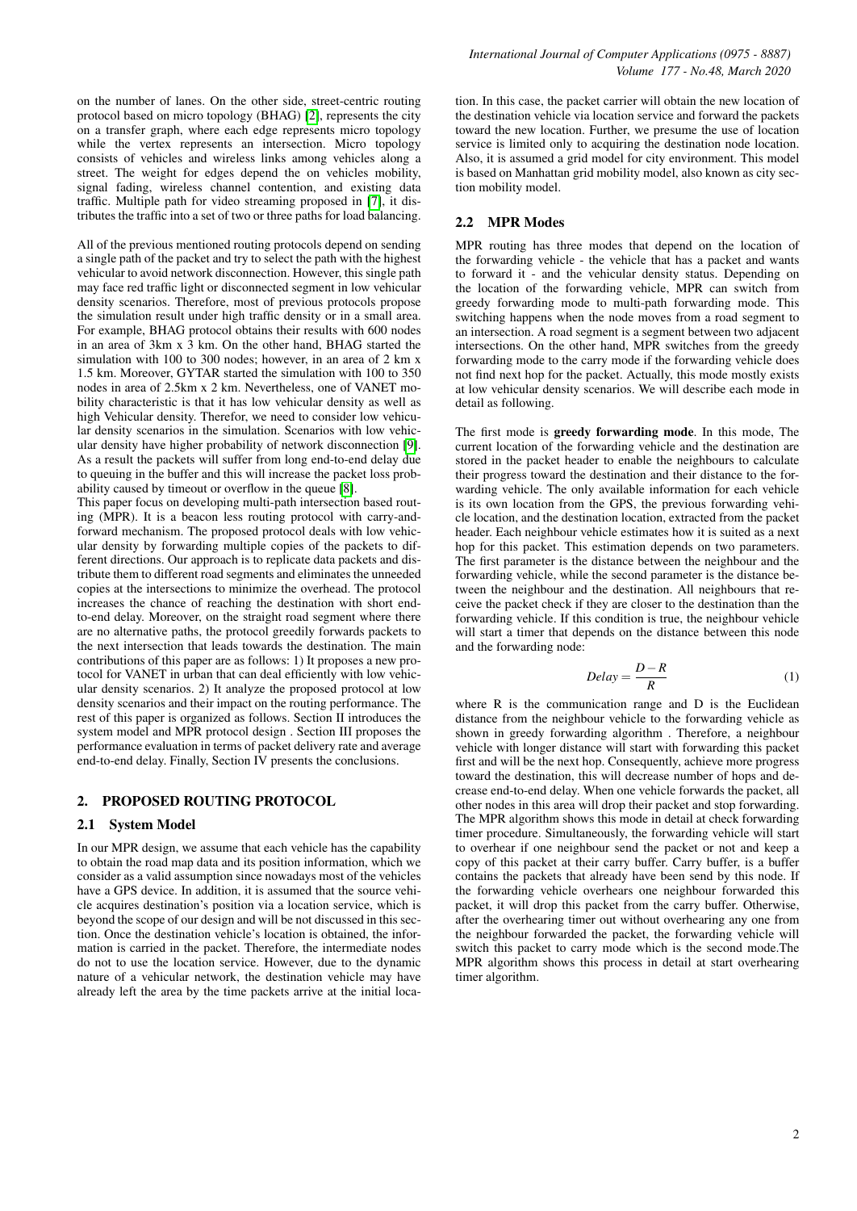on the number of lanes. On the other side, street-centric routing protocol based on micro topology (BHAG) [2], represents the city on a transfer graph, where each edge represents micro topology while the vertex represents an intersection. Micro topology consists of vehicles and wireless links among vehicles along a street. The weight for edges depend the on vehicles mobility, signal fading, wireless channel contention, and existing data traffic. Multiple path for video streaming proposed in [7], it distributes the traffic into a set of two or three paths for load balancing.

All of the previous mentioned routing protocols depend on sending a single path of the packet and try to select the path with the highest vehicular to avoid network disconnection. However, this single path may face red traffic light or disconnected segment in low vehicular density scenarios. Therefore, most of previous protocols propose the simulation result under high traffic density or in a small area. For example, BHAG protocol obtains their results with 600 nodes in an area of 3km x 3 km. On the other hand, BHAG started the simulation with 100 to 300 nodes; however, in an area of 2 km x 1.5 km. Moreover, GYTAR started the simulation with 100 to 350 nodes in area of 2.5km x 2 km. Nevertheless, one of VANET mobility characteristic is that it has low vehicular density as well as high Vehicular density. Therefor, we need to consider low vehicular density scenarios in the simulation. Scenarios with low vehicular density have higher probability of network disconnection [9]. As a result the packets will suffer from long end-to-end delay due to queuing in the buffer and this will increase the packet loss probability caused by timeout or overflow in the queue [8].
This paper focus on developing multi-path intersection based routing (MPR). It is a beacon less routing protocol with carry-and-forward mechanism. The proposed protocol deals with low vehicular density by forwarding multiple copies of the packets to different directions. Our approach is to replicate data packets and distribute them to different road segments and eliminates the unneeded copies at the intersections to minimize the overhead. The protocol increases the chance of reaching the destination with short end-to-end delay. Moreover, on the straight road segment where there are no alternative paths, the protocol greedily forwards packets to the next intersection that leads towards the destination. The main contributions of this paper are as follows: 1) It proposes a new protocol for VANET in urban that can deal efficiently with low vehicular density scenarios. 2) It analyze the proposed protocol at low density scenarios and their impact on the routing performance. The rest of this paper is organized as follows. Section II introduces the system model and MPR protocol design . Section III proposes the performance evaluation in terms of packet delivery rate and average end-to-end delay. Finally, Section IV presents the conclusions.

## 2. PROPOSED ROUTING PROTOCOL

### 2.1 System Model

In our MPR design, we assume that each vehicle has the capability to obtain the road map data and its position information, which we consider as a valid assumption since nowadays most of the vehicles have a GPS device. In addition, it is assumed that the source vehicle acquires destination's position via a location service, which is beyond the scope of our design and will be not discussed in this section. Once the destination vehicle's location is obtained, the information is carried in the packet. Therefore, the intermediate nodes do not to use the location service. However, due to the dynamic nature of a vehicular network, the destination vehicle may have already left the area by the time packets arrive at the initial location. In this case, the packet carrier will obtain the new location of the destination vehicle via location service and forward the packets toward the new location. Further, we presume the use of location service is limited only to acquiring the destination node location. Also, it is assumed a grid model for city environment. This model is based on Manhattan grid mobility model, also known as city section mobility model.

### 2.2 MPR Modes

MPR routing has three modes that depend on the location of the forwarding vehicle - the vehicle that has a packet and wants to forward it - and the vehicular density status. Depending on the location of the forwarding vehicle, MPR can switch from greedy forwarding mode to multi-path forwarding mode. This switching happens when the node moves from a road segment to an intersection. A road segment is a segment between two adjacent intersections. On the other hand, MPR switches from the greedy forwarding mode to the carry mode if the forwarding vehicle does not find next hop for the packet. Actually, this mode mostly exists at low vehicular density scenarios. We will describe each mode in detail as following.

The first mode is **greedy forwarding mode**. In this mode, The current location of the forwarding vehicle and the destination are stored in the packet header to enable the neighbours to calculate their progress toward the destination and their distance to the forwarding vehicle. The only available information for each vehicle is its own location from the GPS, the previous forwarding vehicle location, and the destination location, extracted from the packet header. Each neighbour vehicle estimates how it is suited as a next hop for this packet. This estimation depends on two parameters. The first parameter is the distance between the neighbour and the forwarding vehicle, while the second parameter is the distance between the neighbour and the destination. All neighbours that receive the packet check if they are closer to the destination than the forwarding vehicle. If this condition is true, the neighbour vehicle will start a timer that depends on the distance between this node and the forwarding node:

$$Delay = \frac{D-R}{R} \tag{1}$$

where R is the communication range and D is the Euclidean distance from the neighbour vehicle to the forwarding vehicle as shown in greedy forwarding algorithm . Therefore, a neighbour vehicle with longer distance will start with forwarding this packet first and will be the next hop. Consequently, achieve more progress toward the destination, this will decrease number of hops and decrease end-to-end delay. When one vehicle forwards the packet, all other nodes in this area will drop their packet and stop forwarding. The MPR algorithm shows this mode in detail at check forwarding timer procedure. Simultaneously, the forwarding vehicle will start to overhear if one neighbour send the packet or not and keep a copy of this packet at their carry buffer. Carry buffer, is a buffer contains the packets that already have been send by this node. If the forwarding vehicle overhears one neighbour forwarded this packet, it will drop this packet from the carry buffer. Otherwise, after the overhearing timer out without overhearing any one from the neighbour forwarded the packet, the forwarding vehicle will switch this packet to carry mode which is the second mode.The MPR algorithm shows this process in detail at start overhearing timer algorithm.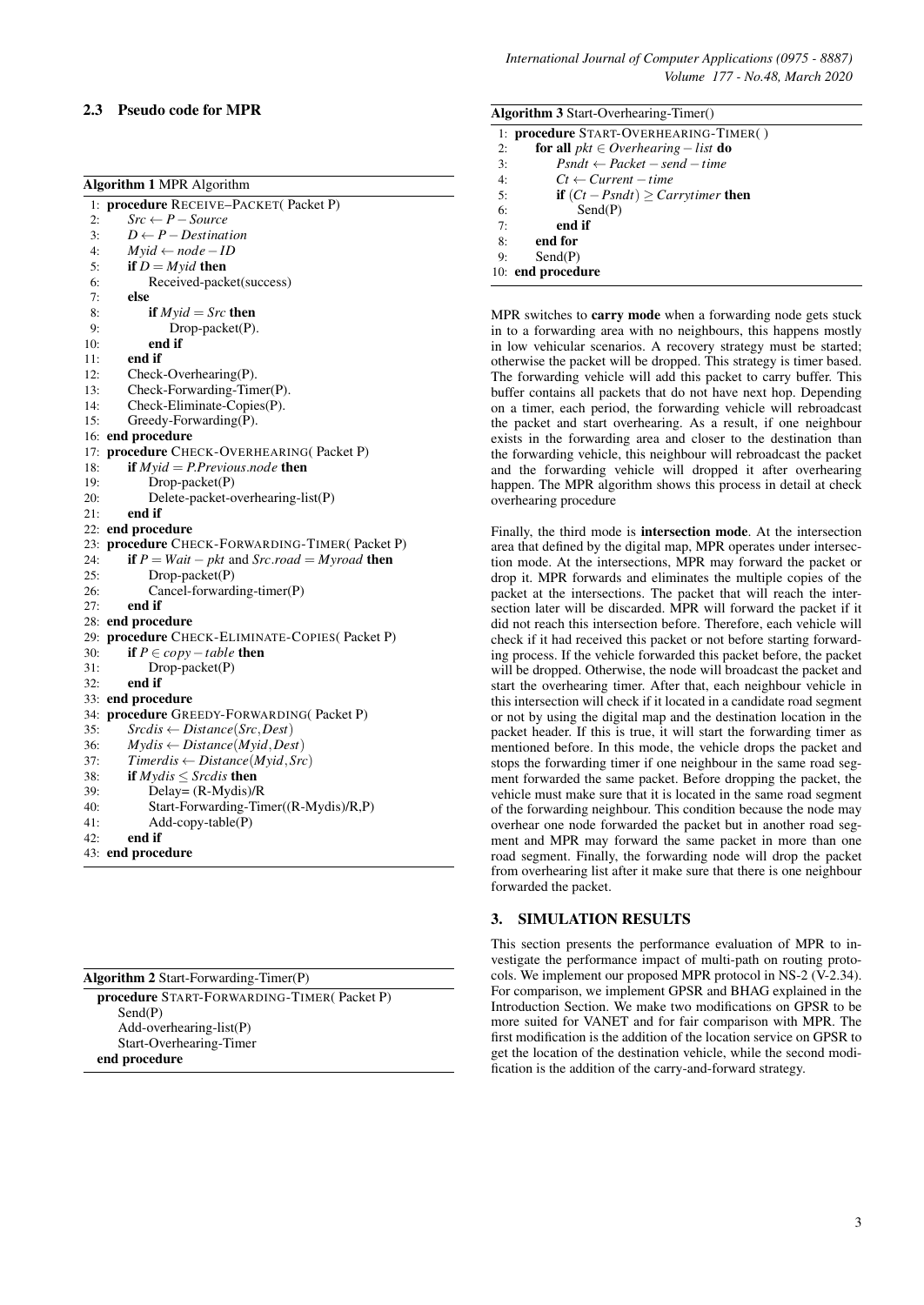### 2.3 Pseudo code for MPR

**Algorithm 1** MPR Algorithm

```
1:  procedure RECEIVE–PACKET( Packet P)
2:      Src ← P − Source
3:      D ← P − Destination
4:      Myid ← node − ID
5:      if D = Myid then
6:          Received-packet(success)
7:      else
8:          if Myid = Src then
9:              Drop-packet(P).
10:         end if
11:     end if
12:     Check-Overhearing(P).
13:     Check-Forwarding-Timer(P).
14:     Check-Eliminate-Copies(P).
15:     Greedy-Forwarding(P).
16: end procedure
17: procedure CHECK-OVERHEARING( Packet P)
18:     if Myid = P.Previous.node then
19:         Drop-packet(P)
20:         Delete-packet-overhearing-list(P)
21:     end if
22: end procedure
23: procedure CHECK-FORWARDING-TIMER( Packet P)
24:     if P = Wait − pkt and Src.road = Myroad then
25:         Drop-packet(P)
26:         Cancel-forwarding-timer(P)
27:     end if
28: end procedure
29: procedure CHECK-ELIMINATE-COPIES( Packet P)
30:     if P ∈ copy − table then
31:         Drop-packet(P)
32:     end if
33: end procedure
34: procedure GREEDY-FORWARDING( Packet P)
35:     Srcdis ← Distance(Src, Dest)
36:     Mydis ← Distance(Myid, Dest)
37:     Timerdis ← Distance(Myid, Src)
38:     if Mydis ≤ Srcdis then
39:         Delay= (R-Mydis)/R
40:         Start-Forwarding-Timer((R-Mydis)/R,P)
41:         Add-copy-table(P)
42:     end if
43: end procedure
```

**Algorithm 2** Start-Forwarding-Timer(P)

```
procedure START-FORWARDING-TIMER( Packet P)
    Send(P)
    Add-overhearing-list(P)
    Start-Overhearing-Timer
end procedure
```

**Algorithm 3** Start-Overhearing-Timer()

```
1:  procedure START-OVERHEARING-TIMER( )
2:      for all pkt ∈ Overhearing − list do
3:          Psndt ← Packet − send − time
4:          Ct ← Current − time
5:          if (Ct − Psndt) ≥ Carrytimer then
6:              Send(P)
7:          end if
8:      end for
9:      Send(P)
10: end procedure
```

MPR switches to **carry mode** when a forwarding node gets stuck in to a forwarding area with no neighbours, this happens mostly in low vehicular scenarios. A recovery strategy must be started; otherwise the packet will be dropped. This strategy is timer based. The forwarding vehicle will add this packet to carry buffer. This buffer contains all packets that do not have next hop. Depending on a timer, each period, the forwarding vehicle will rebroadcast the packet and start overhearing. As a result, if one neighbour exists in the forwarding area and closer to the destination than the forwarding vehicle, this neighbour will rebroadcast the packet and the forwarding vehicle will dropped it after overhearing happen. The MPR algorithm shows this process in detail at check overhearing procedure

Finally, the third mode is **intersection mode**. At the intersection area that defined by the digital map, MPR operates under intersection mode. At the intersections, MPR may forward the packet or drop it. MPR forwards and eliminates the multiple copies of the packet at the intersections. The packet that will reach the intersection later will be discarded. MPR will forward the packet if it did not reach this intersection before. Therefore, each vehicle will check if it had received this packet or not before starting forwarding process. If the vehicle forwarded this packet before, the packet will be dropped. Otherwise, the node will broadcast the packet and start the overhearing timer. After that, each neighbour vehicle in this intersection will check if it located in a candidate road segment or not by using the digital map and the destination location in the packet header. If this is true, it will start the forwarding timer as mentioned before. In this mode, the vehicle drops the packet and stops the forwarding timer if one neighbour in the same road segment forwarded the same packet. Before dropping the packet, the vehicle must make sure that it is located in the same road segment of the forwarding neighbour. This condition because the node may overhear one node forwarded the packet but in another road segment and MPR may forward the same packet in more than one road segment. Finally, the forwarding node will drop the packet from overhearing list after it make sure that there is one neighbour forwarded the packet.

## 3. SIMULATION RESULTS

This section presents the performance evaluation of MPR to investigate the performance impact of multi-path on routing protocols. We implement our proposed MPR protocol in NS-2 (V-2.34). For comparison, we implement GPSR and BHAG explained in the Introduction Section. We make two modifications on GPSR to be more suited for VANET and for fair comparison with MPR. The first modification is the addition of the location service on GPSR to get the location of the destination vehicle, while the second modification is the addition of the carry-and-forward strategy.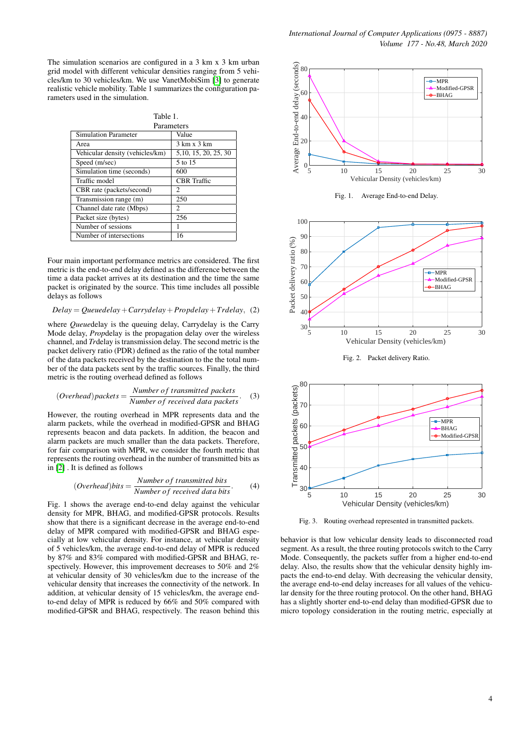The simulation scenarios are configured in a 3 km x 3 km urban grid model with different vehicular densities ranging from 5 vehicles/km to 30 vehicles/km. We use VanetMobiSim [3] to generate realistic vehicle mobility. Table 1 summarizes the configuration parameters used in the simulation.

Table 1.
Parameters

| Simulation Parameter | Value |
|---|---|
| Area | 3 km x 3 km |
| Vehicular density (vehicles/km) | 5,10, 15, 20, 25, 30 |
| Speed (m/sec) | 5 to 15 |
| Simulation time (seconds) | 600 |
| Traffic model | CBR Traffic |
| CBR rate (packets/second) | 2 |
| Transmission range (m) | 250 |
| Channel date rate (Mbps) | 2 |
| Packet size (bytes) | 256 |
| Number of sessions | 1 |
| Number of intersections | 16 |

Four main important performance metrics are considered. The first metric is the end-to-end delay defined as the difference between the time a data packet arrives at its destination and the time the same packet is originated by the source. This time includes all possible delays as follows

$$Delay = Queuedelay + Carrydelay + Propdelay + Trdelay, \quad (2)$$

where *Queue*delay is the queuing delay, Carrydelay is the Carry Mode delay, *Prop*delay is the propagation delay over the wireless channel, and *Tr*delay is transmission delay. The second metric is the packet delivery ratio (PDR) defined as the ratio of the total number of the data packets received by the destination to the total number of the data packets sent by the traffic sources. Finally, the third metric is the routing overhead defined as follows

$$(Overhead)packets = \frac{Number\ of\ transmitted\ packets}{Number\ of\ received\ data\ packets}. \quad (3)$$

However, the routing overhead in MPR represents data and the alarm packets, while the overhead in modified-GPSR and BHAG represents beacon and data packets. In addition, the beacon and alarm packets are much smaller than the data packets. Therefore, for fair comparison with MPR, we consider the fourth metric that represents the routing overhead in the number of transmitted bits as in [2] . It is defined as follows

$$(Overhead)bits = \frac{Number\ of\ transmitted\ bits}{Number\ of\ received\ data\ bits}. \quad (4)$$

Fig. 1 shows the average end-to-end delay against the vehicular density for MPR, BHAG, and modified-GPSR protocols. Results show that there is a significant decrease in the average end-to-end delay of MPR compared with modified-GPSR and BHAG especially at low vehicular density. For instance, at vehicular density of 5 vehicles/km, the average end-to-end delay of MPR is reduced by 87% and 83% compared with modified-GPSR and BHAG, respectively. However, this improvement decreases to 50% and 2% at vehicular density of 30 vehicles/km due to the increase of the vehicular density that increases the connectivity of the network. In addition, at vehicular density of 15 vehicles/km, the average end-to-end delay of MPR is reduced by 66% and 50% compared with modified-GPSR and BHAG, respectively. The reason behind this

Fig. 1. Average End-to-end Delay.

Fig. 2. Packet delivery Ratio.

Fig. 3. Routing overhead represented in transmitted packets.

behavior is that low vehicular density leads to disconnected road segment. As a result, the three routing protocols switch to the Carry Mode. Consequently, the packets suffer from a higher end-to-end delay. Also, the results show that the vehicular density highly impacts the end-to-end delay. With decreasing the vehicular density, the average end-to-end delay increases for all values of the vehicular density for the three routing protocol. On the other hand, BHAG has a slightly shorter end-to-end delay than modified-GPSR due to micro topology consideration in the routing metric, especially at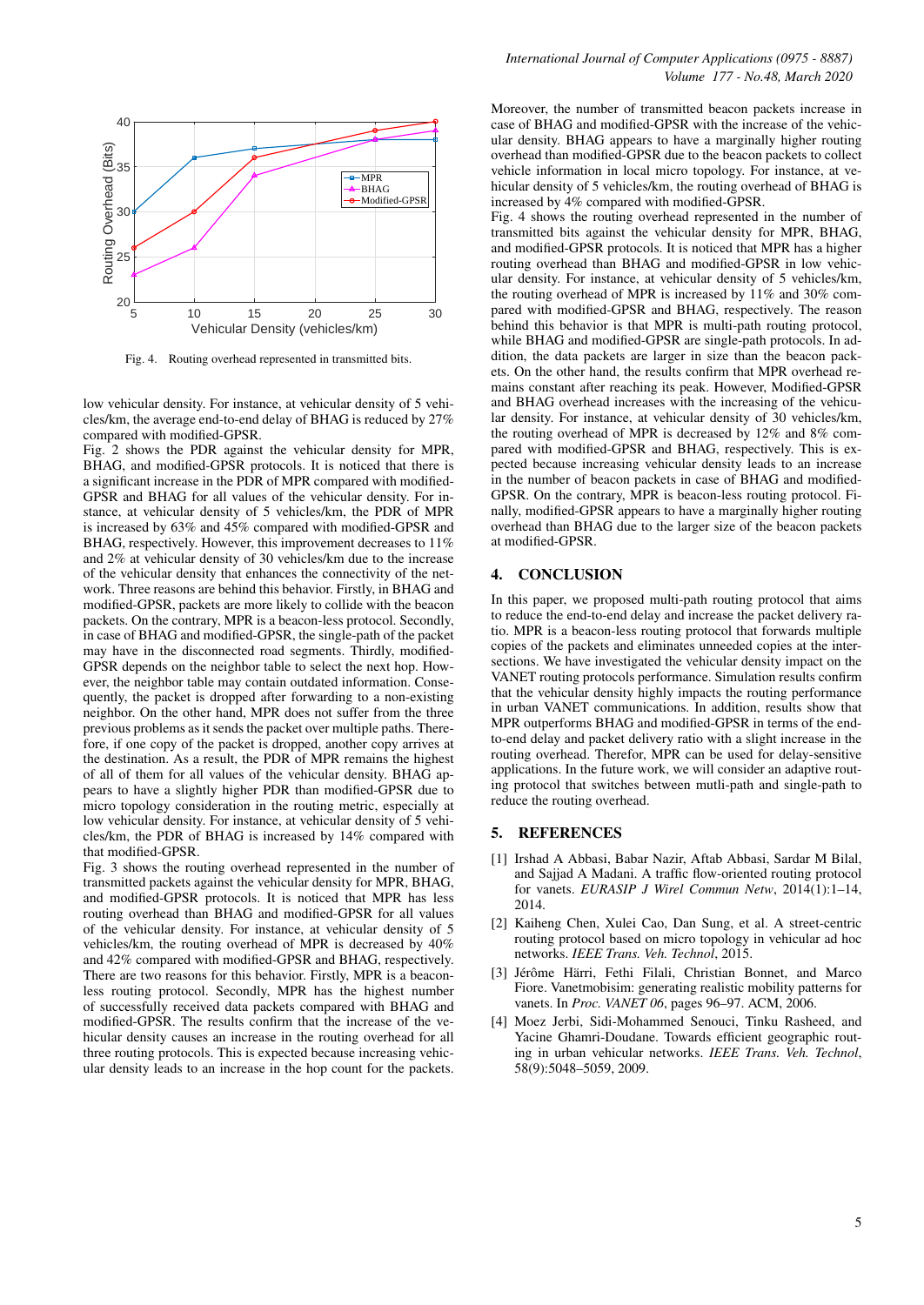Fig. 4. Routing overhead represented in transmitted bits.

low vehicular density. For instance, at vehicular density of 5 vehicles/km, the average end-to-end delay of BHAG is reduced by 27% compared with modified-GPSR.

Fig. 2 shows the PDR against the vehicular density for MPR, BHAG, and modified-GPSR protocols. It is noticed that there is a significant increase in the PDR of MPR compared with modified-GPSR and BHAG for all values of the vehicular density. For instance, at vehicular density of 5 vehicles/km, the PDR of MPR is increased by 63% and 45% compared with modified-GPSR and BHAG, respectively. However, this improvement decreases to 11% and 2% at vehicular density of 30 vehicles/km due to the increase of the vehicular density that enhances the connectivity of the network. Three reasons are behind this behavior. Firstly, in BHAG and modified-GPSR, packets are more likely to collide with the beacon packets. On the contrary, MPR is a beacon-less protocol. Secondly, in case of BHAG and modified-GPSR, the single-path of the packet may have in the disconnected road segments. Thirdly, modified-GPSR depends on the neighbor table to select the next hop. However, the neighbor table may contain outdated information. Consequently, the packet is dropped after forwarding to a non-existing neighbor. On the other hand, MPR does not suffer from the three previous problems as it sends the packet over multiple paths. Therefore, if one copy of the packet is dropped, another copy arrives at the destination. As a result, the PDR of MPR remains the highest of all of them for all values of the vehicular density. BHAG appears to have a slightly higher PDR than modified-GPSR due to micro topology consideration in the routing metric, especially at low vehicular density. For instance, at vehicular density of 5 vehicles/km, the PDR of BHAG is increased by 14% compared with that modified-GPSR.

Fig. 3 shows the routing overhead represented in the number of transmitted packets against the vehicular density for MPR, BHAG, and modified-GPSR protocols. It is noticed that MPR has less routing overhead than BHAG and modified-GPSR for all values of the vehicular density. For instance, at vehicular density of 5 vehicles/km, the routing overhead of MPR is decreased by 40% and 42% compared with modified-GPSR and BHAG, respectively. There are two reasons for this behavior. Firstly, MPR is a beacon-less routing protocol. Secondly, MPR has the highest number of successfully received data packets compared with BHAG and modified-GPSR. The results confirm that the increase of the vehicular density causes an increase in the routing overhead for all three routing protocols. This is expected because increasing vehicular density leads to an increase in the hop count for the packets. Moreover, the number of transmitted beacon packets increase in case of BHAG and modified-GPSR with the increase of the vehicular density. BHAG appears to have a marginally higher routing overhead than modified-GPSR due to the beacon packets to collect vehicle information in local micro topology. For instance, at vehicular density of 5 vehicles/km, the routing overhead of BHAG is increased by 4% compared with modified-GPSR.

Fig. 4 shows the routing overhead represented in the number of transmitted bits against the vehicular density for MPR, BHAG, and modified-GPSR protocols. It is noticed that MPR has a higher routing overhead than BHAG and modified-GPSR in low vehicular density. For instance, at vehicular density of 5 vehicles/km, the routing overhead of MPR is increased by 11% and 30% compared with modified-GPSR and BHAG, respectively. The reason behind this behavior is that MPR is multi-path routing protocol, while BHAG and modified-GPSR are single-path protocols. In addition, the data packets are larger in size than the beacon packets. On the other hand, the results confirm that MPR overhead remains constant after reaching its peak. However, Modified-GPSR and BHAG overhead increases with the increasing of the vehicular density. For instance, at vehicular density of 30 vehicles/km, the routing overhead of MPR is decreased by 12% and 8% compared with modified-GPSR and BHAG, respectively. This is expected because increasing vehicular density leads to an increase in the number of beacon packets in case of BHAG and modified-GPSR. On the contrary, MPR is beacon-less routing protocol. Finally, modified-GPSR appears to have a marginally higher routing overhead than BHAG due to the larger size of the beacon packets at modified-GPSR.

## 4. CONCLUSION

In this paper, we proposed multi-path routing protocol that aims to reduce the end-to-end delay and increase the packet delivery ratio. MPR is a beacon-less routing protocol that forwards multiple copies of the packets and eliminates unneeded copies at the intersections. We have investigated the vehicular density impact on the VANET routing protocols performance. Simulation results confirm that the vehicular density highly impacts the routing performance in urban VANET communications. In addition, results show that MPR outperforms BHAG and modified-GPSR in terms of the end-to-end delay and packet delivery ratio with a slight increase in the routing overhead. Therefor, MPR can be used for delay-sensitive applications. In the future work, we will consider an adaptive routing protocol that switches between mutli-path and single-path to reduce the routing overhead.

## 5. REFERENCES

[1] Irshad A Abbasi, Babar Nazir, Aftab Abbasi, Sardar M Bilal, and Sajjad A Madani. A traffic flow-oriented routing protocol for vanets. *EURASIP J Wirel Commun Netw*, 2014(1):1–14, 2014.

[2] Kaiheng Chen, Xulei Cao, Dan Sung, et al. A street-centric routing protocol based on micro topology in vehicular ad hoc networks. *IEEE Trans. Veh. Technol*, 2015.

[3] Jérôme Härri, Fethi Filali, Christian Bonnet, and Marco Fiore. Vanetmobisim: generating realistic mobility patterns for vanets. In *Proc. VANET 06*, pages 96–97. ACM, 2006.

[4] Moez Jerbi, Sidi-Mohammed Senouci, Tinku Rasheed, and Yacine Ghamri-Doudane. Towards efficient geographic routing in urban vehicular networks. *IEEE Trans. Veh. Technol*, 58(9):5048–5059, 2009.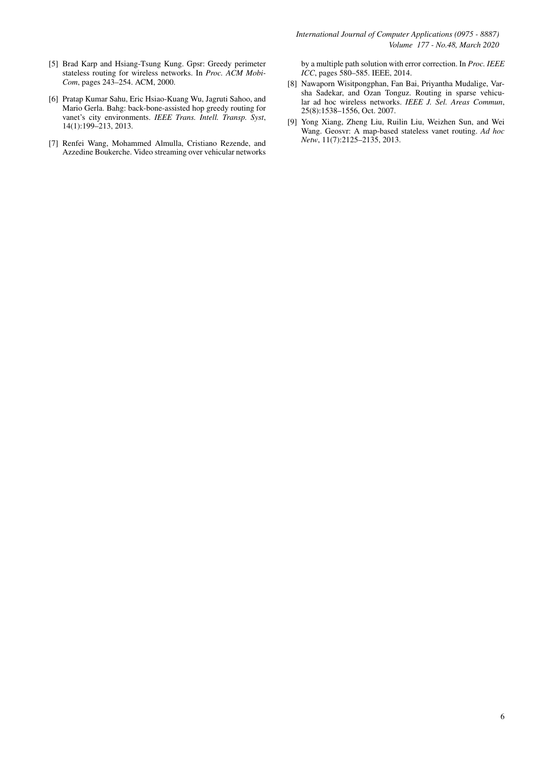[5] Brad Karp and Hsiang-Tsung Kung. Gpsr: Greedy perimeter stateless routing for wireless networks. In *Proc. ACM MobiCom*, pages 243–254. ACM, 2000.

[6] Pratap Kumar Sahu, Eric Hsiao-Kuang Wu, Jagruti Sahoo, and Mario Gerla. Bahg: back-bone-assisted hop greedy routing for vanet's city environments. *IEEE Trans. Intell. Transp. Syst*, 14(1):199–213, 2013.

[7] Renfei Wang, Mohammed Almulla, Cristiano Rezende, and Azzedine Boukerche. Video streaming over vehicular networks by a multiple path solution with error correction. In *Proc. IEEE ICC*, pages 580–585. IEEE, 2014.

[8] Nawaporn Wisitpongphan, Fan Bai, Priyantha Mudalige, Varsha Sadekar, and Ozan Tonguz. Routing in sparse vehicular ad hoc wireless networks. *IEEE J. Sel. Areas Commun*, 25(8):1538–1556, Oct. 2007.

[9] Yong Xiang, Zheng Liu, Ruilin Liu, Weizhen Sun, and Wei Wang. Geosvr: A map-based stateless vanet routing. *Ad hoc Netw*, 11(7):2125–2135, 2013.